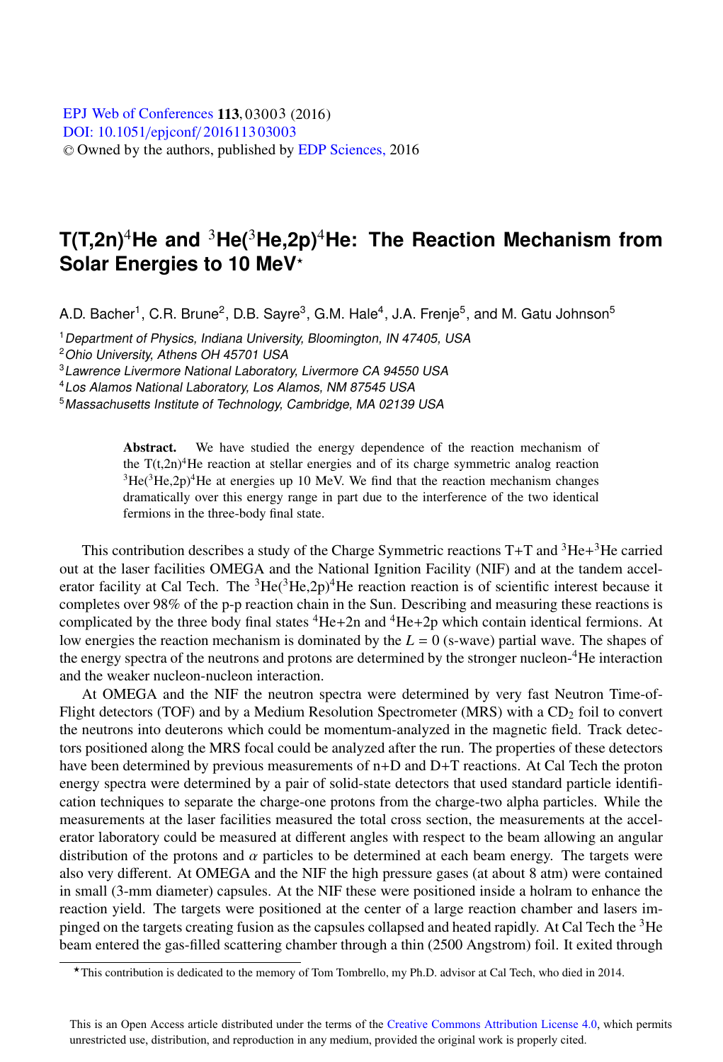# T(T,2n)$^4$He and $^3$He($^3$He,2p)$^4$He: The Reaction Mechanism from Solar Energies to 10 MeV*

A.D. Bacher[1], C.R. Brune[2], D.B. Sayre[3], G.M. Hale[4], J.A. Frenje[5], and M. Gatu Johnson[5]

[1] *Department of Physics, Indiana University, Bloomington, IN 47405, USA*
[2] *Ohio University, Athens OH 45701 USA*
[3] *Lawrence Livermore National Laboratory, Livermore CA 94550 USA*
[4] *Los Alamos National Laboratory, Los Alamos, NM 87545 USA*
[5] *Massachusetts Institute of Technology, Cambridge, MA 02139 USA*

**Abstract.** We have studied the energy dependence of the reaction mechanism of the T(t,2n)$^4$He reaction at stellar energies and of its charge symmetric analog reaction $^3$He($^3$He,2p)$^4$He at energies up 10 MeV. We find that the reaction mechanism changes dramatically over this energy range in part due to the interference of the two identical fermions in the three-body final state.

This contribution describes a study of the Charge Symmetric reactions T+T and $^3$He+$^3$He carried out at the laser facilities OMEGA and the National Ignition Facility (NIF) and at the tandem accelerator facility at Cal Tech. The $^3$He($^3$He,2p)$^4$He reaction reaction is of scientific interest because it completes over 98% of the p-p reaction chain in the Sun. Describing and measuring these reactions is complicated by the three body final states $^4$He+2n and $^4$He+2p which contain identical fermions. At low energies the reaction mechanism is dominated by the $L = 0$ (s-wave) partial wave. The shapes of the energy spectra of the neutrons and protons are determined by the stronger nucleon-$^4$He interaction and the weaker nucleon-nucleon interaction.

At OMEGA and the NIF the neutron spectra were determined by very fast Neutron Time-of-Flight detectors (TOF) and by a Medium Resolution Spectrometer (MRS) with a $CD_2$ foil to convert the neutrons into deuterons which could be momentum-analyzed in the magnetic field. Track detectors positioned along the MRS focal could be analyzed after the run. The properties of these detectors have been determined by previous measurements of n+D and D+T reactions. At Cal Tech the proton energy spectra were determined by a pair of solid-state detectors that used standard particle identification techniques to separate the charge-one protons from the charge-two alpha particles. While the measurements at the laser facilities measured the total cross section, the measurements at the accelerator laboratory could be measured at different angles with respect to the beam allowing an angular distribution of the protons and $\alpha$ particles to be determined at each beam energy. The targets were also very different. At OMEGA and the NIF the high pressure gases (at about 8 atm) were contained in small (3-mm diameter) capsules. At the NIF these were positioned inside a holram to enhance the reaction yield. The targets were positioned at the center of a large reaction chamber and lasers impinged on the targets creating fusion as the capsules collapsed and heated rapidly. At Cal Tech the $^3$He beam entered the gas-filled scattering chamber through a thin (2500 Angstrom) foil. It exited through

*This contribution is dedicated to the memory of Tom Tombrello, my Ph.D. advisor at Cal Tech, who died in 2014.

This is an Open Access article distributed under the terms of the Creative Commons Attribution License 4.0, which permits unrestricted use, distribution, and reproduction in any medium, provided the original work is properly cited.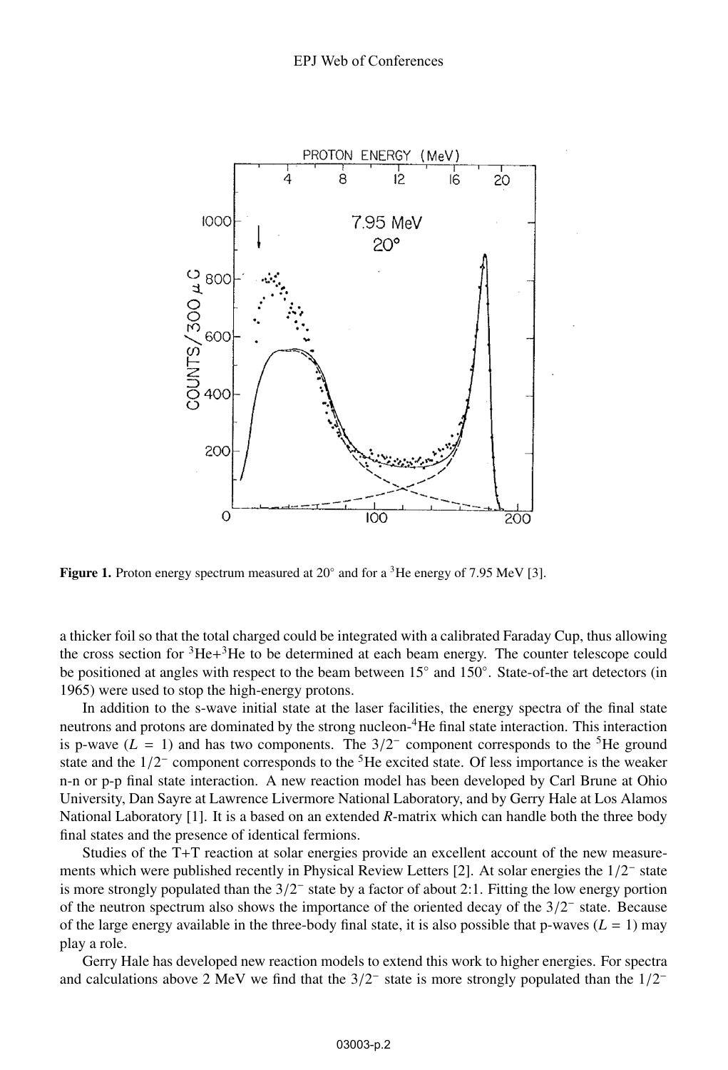Figure 1. Proton energy spectrum measured at 20° and for a $^3$He energy of 7.95 MeV [3].

a thicker foil so that the total charged could be integrated with a calibrated Faraday Cup, thus allowing the cross section for $^3$He+$^3$He to be determined at each beam energy. The counter telescope could be positioned at angles with respect to the beam between 15° and 150°. State-of-the art detectors (in 1965) were used to stop the high-energy protons.

In addition to the s-wave initial state at the laser facilities, the energy spectra of the final state neutrons and protons are dominated by the strong nucleon-$^4$He final state interaction. This interaction is p-wave ($L = 1$) and has two components. The $3/2^-$ component corresponds to the $^5$He ground state and the $1/2^-$ component corresponds to the $^5$He excited state. Of less importance is the weaker n-n or p-p final state interaction. A new reaction model has been developed by Carl Brune at Ohio University, Dan Sayre at Lawrence Livermore National Laboratory, and by Gerry Hale at Los Alamos National Laboratory [1]. It is a based on an extended *R*-matrix which can handle both the three body final states and the presence of identical fermions.

Studies of the T+T reaction at solar energies provide an excellent account of the new measurements which were published recently in Physical Review Letters [2]. At solar energies the $1/2^-$ state is more strongly populated than the $3/2^-$ state by a factor of about 2:1. Fitting the low energy portion of the neutron spectrum also shows the importance of the oriented decay of the $3/2^-$ state. Because of the large energy available in the three-body final state, it is also possible that p-waves ($L = 1$) may play a role.

Gerry Hale has developed new reaction models to extend this work to higher energies. For spectra and calculations above 2 MeV we find that the $3/2^-$ state is more strongly populated than the $1/2^-$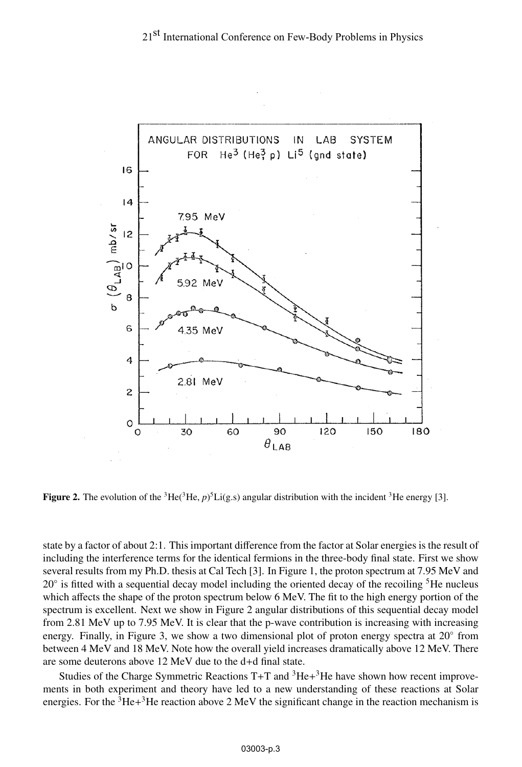ANGULAR DISTRIBUTIONS IN LAB SYSTEM FOR He$^3$ (He$^3$, p) Li$^5$ (gnd state)

**Figure 2.** The evolution of the $^3$He($^3$He, $p$)$^5$Li(g.s) angular distribution with the incident $^3$He energy [3].

state by a factor of about 2:1. This important difference from the factor at Solar energies is the result of including the interference terms for the identical fermions in the three-body final state. First we show several results from my Ph.D. thesis at Cal Tech [3]. In Figure 1, the proton spectrum at 7.95 MeV and 20° is fitted with a sequential decay model including the oriented decay of the recoiling $^5$He nucleus which affects the shape of the proton spectrum below 6 MeV. The fit to the high energy portion of the spectrum is excellent. Next we show in Figure 2 angular distributions of this sequential decay model from 2.81 MeV up to 7.95 MeV. It is clear that the p-wave contribution is increasing with increasing energy. Finally, in Figure 3, we show a two dimensional plot of proton energy spectra at 20° from between 4 MeV and 18 MeV. Note how the overall yield increases dramatically above 12 MeV. There are some deuterons above 12 MeV due to the d+d final state.

Studies of the Charge Symmetric Reactions T+T and $^3$He+$^3$He have shown how recent improvements in both experiment and theory have led to a new understanding of these reactions at Solar energies. For the $^3$He+$^3$He reaction above 2 MeV the significant change in the reaction mechanism is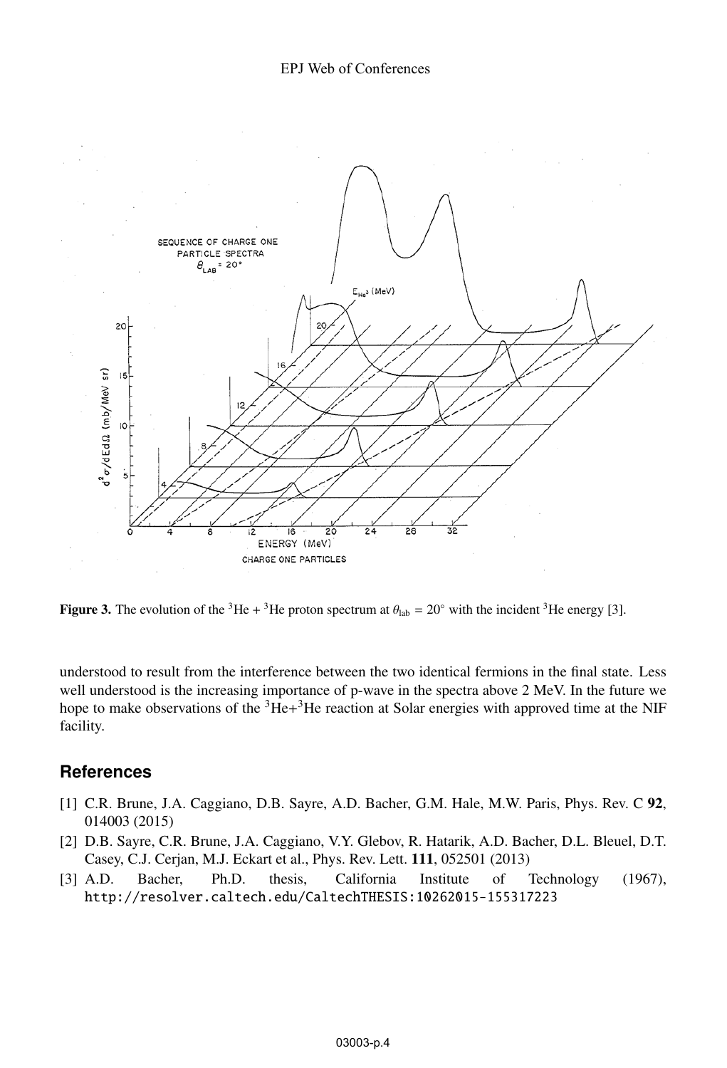SEQUENCE OF CHARGE ONE PARTICLE SPECTRA

$\theta_{LAB} = 20°$

$E_{He^3}$ (MeV)

20

16

12

8

4

$d^2\sigma/dEd\Omega$ (mb/MeV sr)

0 5 10 15 20

0 4 8 12 16 20 24 28 32

ENERGY (MeV)

CHARGE ONE PARTICLES

**Figure 3.** The evolution of the $^3$He + $^3$He proton spectrum at $\theta_{\text{lab}} = 20°$ with the incident $^3$He energy [3].

understood to result from the interference between the two identical fermions in the final state. Less well understood is the increasing importance of p-wave in the spectra above 2 MeV. In the future we hope to make observations of the $^3$He+$^3$He reaction at Solar energies with approved time at the NIF facility.

## References

[1] C.R. Brune, J.A. Caggiano, D.B. Sayre, A.D. Bacher, G.M. Hale, M.W. Paris, Phys. Rev. C **92**, 014003 (2015)

[2] D.B. Sayre, C.R. Brune, J.A. Caggiano, V.Y. Glebov, R. Hatarik, A.D. Bacher, D.L. Bleuel, D.T. Casey, C.J. Cerjan, M.J. Eckart et al., Phys. Rev. Lett. **111**, 052501 (2013)

[3] A.D. Bacher, Ph.D. thesis, California Institute of Technology (1967), http://resolver.caltech.edu/CaltechTHESIS:10262015-155317223